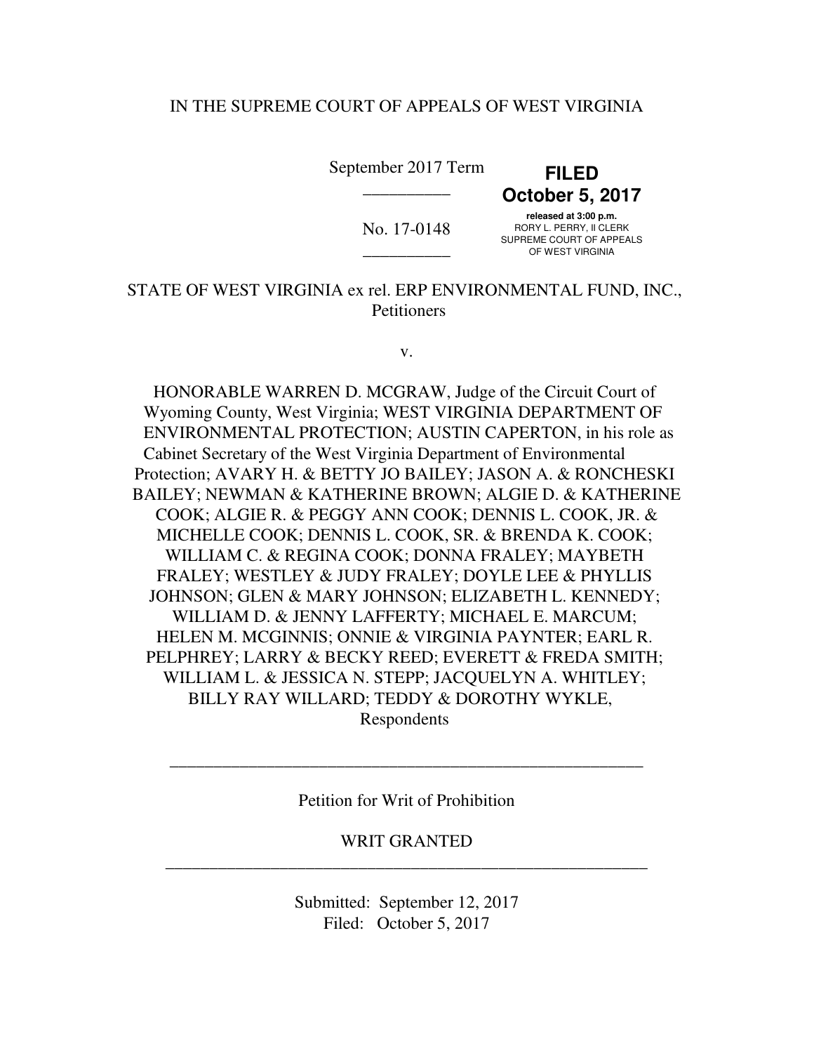IN THE SUPREME COURT OF APPEALS OF WEST VIRGINIA

September 2017 Term

**FILED**
**October 5, 2017**
**released at 3:00 p.m.**
RORY L. PERRY, II CLERK
SUPREME COURT OF APPEALS
OF WEST VIRGINIA

No. 17-0148

STATE OF WEST VIRGINIA ex rel. ERP ENVIRONMENTAL FUND, INC.,
Petitioners

v.

HONORABLE WARREN D. MCGRAW, Judge of the Circuit Court of Wyoming County, West Virginia; WEST VIRGINIA DEPARTMENT OF ENVIRONMENTAL PROTECTION; AUSTIN CAPERTON, in his role as Cabinet Secretary of the West Virginia Department of Environmental Protection; AVARY H. & BETTY JO BAILEY; JASON A. & RONCHESKI BAILEY; NEWMAN & KATHERINE BROWN; ALGIE D. & KATHERINE COOK; ALGIE R. & PEGGY ANN COOK; DENNIS L. COOK, JR. & MICHELLE COOK; DENNIS L. COOK, SR. & BRENDA K. COOK; WILLIAM C. & REGINA COOK; DONNA FRALEY; MAYBETH FRALEY; WESTLEY & JUDY FRALEY; DOYLE LEE & PHYLLIS JOHNSON; GLEN & MARY JOHNSON; ELIZABETH L. KENNEDY; WILLIAM D. & JENNY LAFFERTY; MICHAEL E. MARCUM; HELEN M. MCGINNIS; ONNIE & VIRGINIA PAYNTER; EARL R. PELPHREY; LARRY & BECKY REED; EVERETT & FREDA SMITH; WILLIAM L. & JESSICA N. STEPP; JACQUELYN A. WHITLEY; BILLY RAY WILLARD; TEDDY & DOROTHY WYKLE,
Respondents

---

Petition for Writ of Prohibition

WRIT GRANTED

---

Submitted: September 12, 2017
Filed: October 5, 2017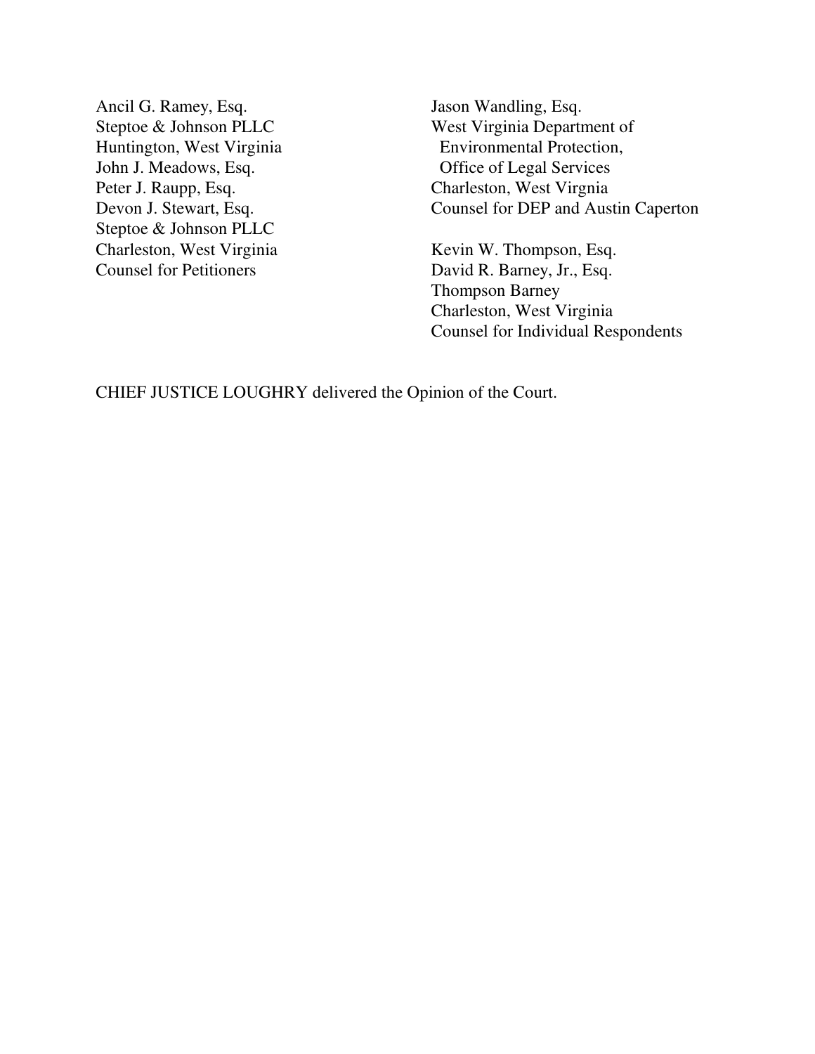Ancil G. Ramey, Esq.
Steptoe & Johnson PLLC
Huntington, West Virginia
John J. Meadows, Esq.
Peter J. Raupp, Esq.
Devon J. Stewart, Esq.
Steptoe & Johnson PLLC
Charleston, West Virginia
Counsel for Petitioners

Jason Wandling, Esq.
West Virginia Department of
Environmental Protection,
Office of Legal Services
Charleston, West Virgnia
Counsel for DEP and Austin Caperton

Kevin W. Thompson, Esq.
David R. Barney, Jr., Esq.
Thompson Barney
Charleston, West Virginia
Counsel for Individual Respondents

CHIEF JUSTICE LOUGHRY delivered the Opinion of the Court.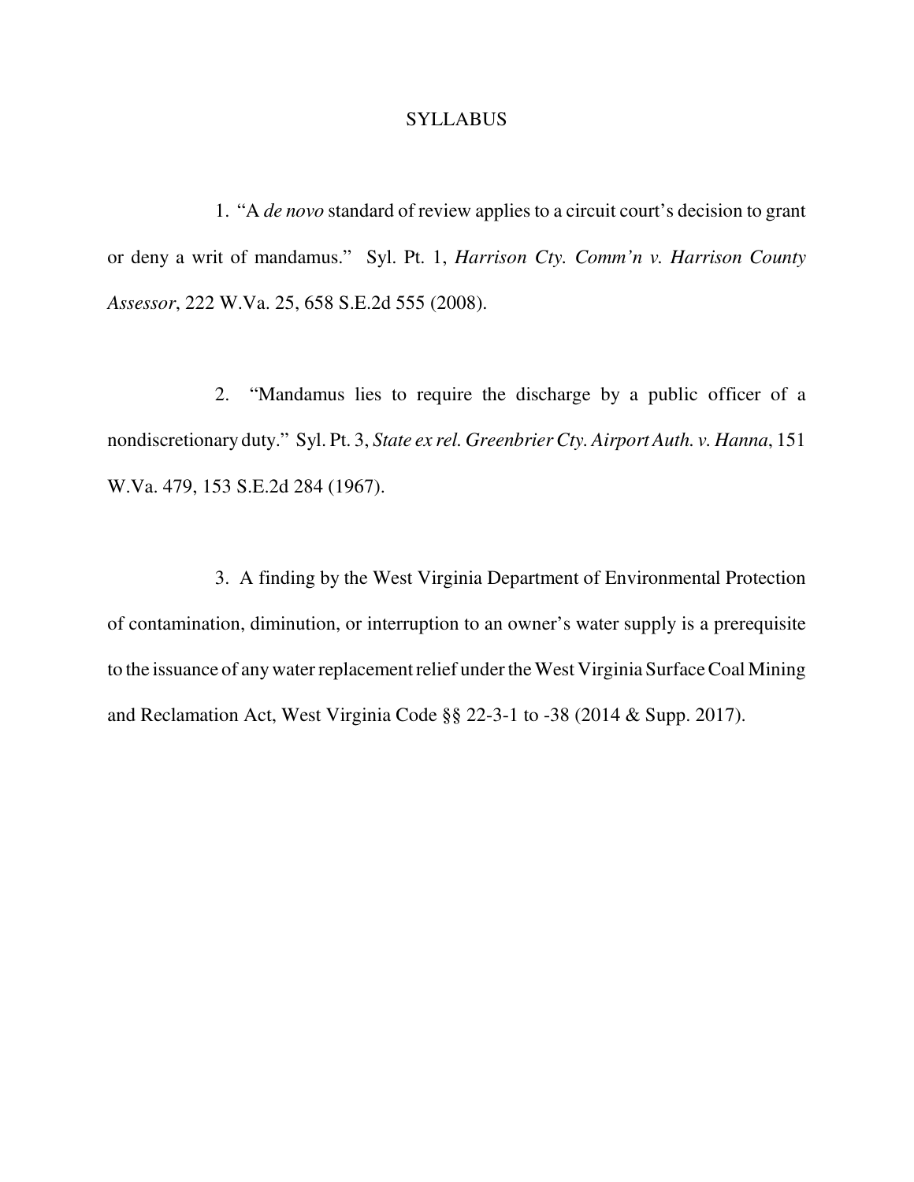# SYLLABUS

1. "A *de novo* standard of review applies to a circuit court's decision to grant or deny a writ of mandamus." Syl. Pt. 1, *Harrison Cty. Comm'n v. Harrison County Assessor*, 222 W.Va. 25, 658 S.E.2d 555 (2008).

2. "Mandamus lies to require the discharge by a public officer of a nondiscretionary duty." Syl. Pt. 3, *State ex rel. Greenbrier Cty. Airport Auth. v. Hanna*, 151 W.Va. 479, 153 S.E.2d 284 (1967).

3. A finding by the West Virginia Department of Environmental Protection of contamination, diminution, or interruption to an owner's water supply is a prerequisite to the issuance of any water replacement relief under the West Virginia Surface Coal Mining and Reclamation Act, West Virginia Code §§ 22-3-1 to -38 (2014 & Supp. 2017).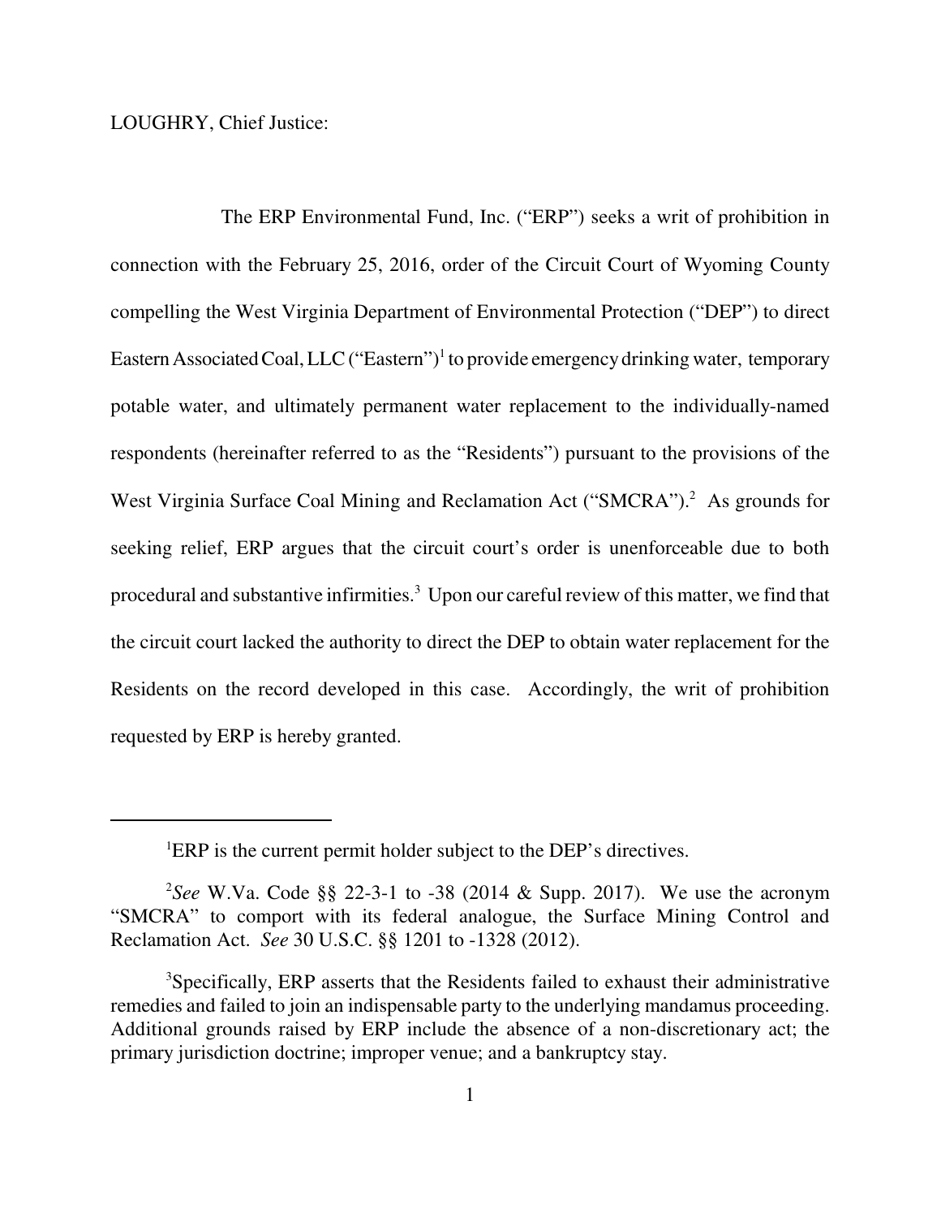LOUGHRY, Chief Justice:

The ERP Environmental Fund, Inc. ("ERP") seeks a writ of prohibition in connection with the February 25, 2016, order of the Circuit Court of Wyoming County compelling the West Virginia Department of Environmental Protection ("DEP") to direct Eastern Associated Coal, LLC ("Eastern")[1] to provide emergency drinking water, temporary potable water, and ultimately permanent water replacement to the individually-named respondents (hereinafter referred to as the "Residents") pursuant to the provisions of the West Virginia Surface Coal Mining and Reclamation Act ("SMCRA").[2] As grounds for seeking relief, ERP argues that the circuit court's order is unenforceable due to both procedural and substantive infirmities.[3] Upon our careful review of this matter, we find that the circuit court lacked the authority to direct the DEP to obtain water replacement for the Residents on the record developed in this case. Accordingly, the writ of prohibition requested by ERP is hereby granted.

---

[1]ERP is the current permit holder subject to the DEP's directives.

[2]*See* W.Va. Code §§ 22-3-1 to -38 (2014 & Supp. 2017). We use the acronym "SMCRA" to comport with its federal analogue, the Surface Mining Control and Reclamation Act. *See* 30 U.S.C. §§ 1201 to -1328 (2012).

[3]Specifically, ERP asserts that the Residents failed to exhaust their administrative remedies and failed to join an indispensable party to the underlying mandamus proceeding. Additional grounds raised by ERP include the absence of a non-discretionary act; the primary jurisdiction doctrine; improper venue; and a bankruptcy stay.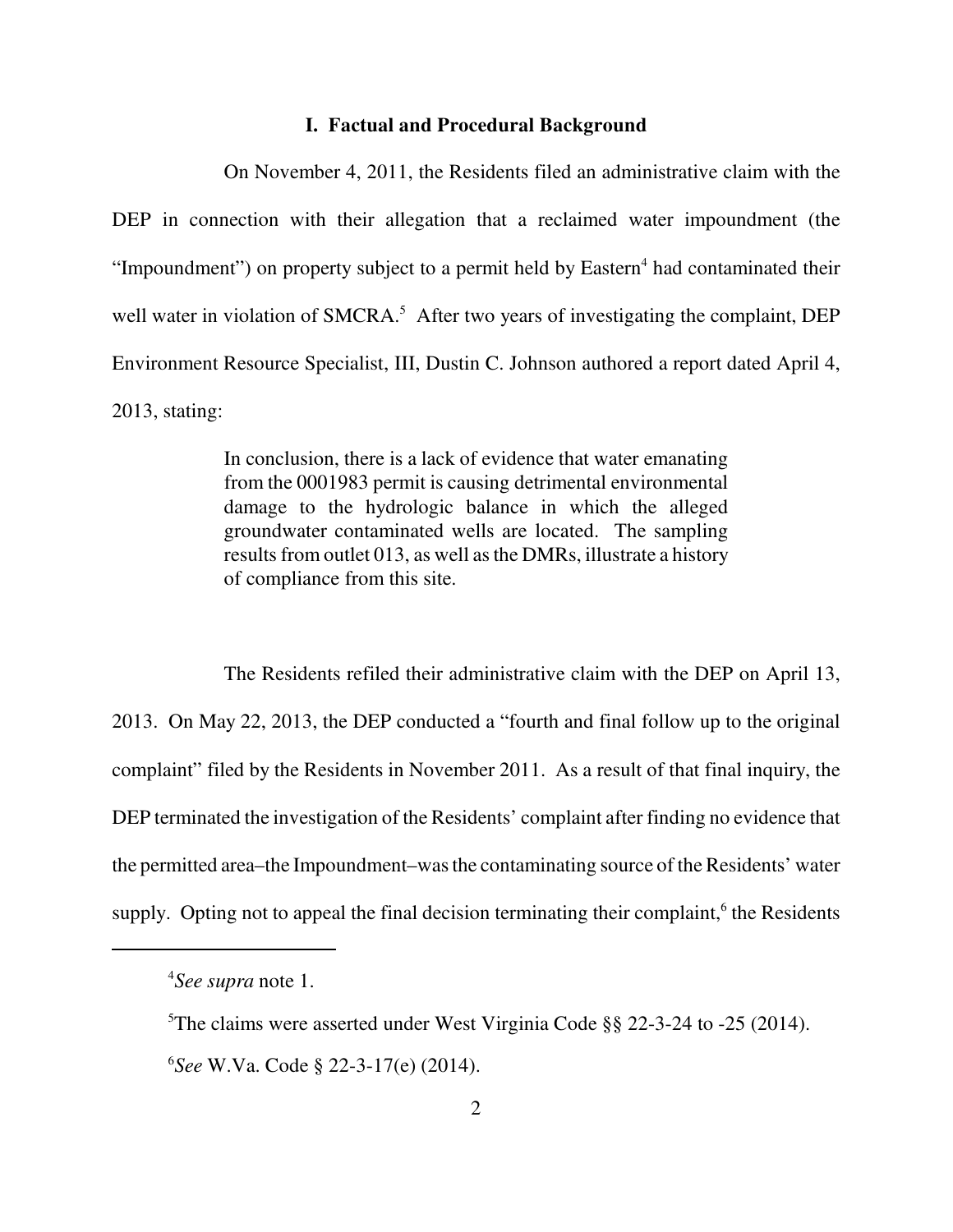## I. Factual and Procedural Background

On November 4, 2011, the Residents filed an administrative claim with the DEP in connection with their allegation that a reclaimed water impoundment (the "Impoundment") on property subject to a permit held by Eastern[4] had contaminated their well water in violation of SMCRA.[5] After two years of investigating the complaint, DEP Environment Resource Specialist, III, Dustin C. Johnson authored a report dated April 4, 2013, stating:

> In conclusion, there is a lack of evidence that water emanating from the 0001983 permit is causing detrimental environmental damage to the hydrologic balance in which the alleged groundwater contaminated wells are located. The sampling results from outlet 013, as well as the DMRs, illustrate a history of compliance from this site.

The Residents refiled their administrative claim with the DEP on April 13, 2013. On May 22, 2013, the DEP conducted a "fourth and final follow up to the original complaint" filed by the Residents in November 2011. As a result of that final inquiry, the DEP terminated the investigation of the Residents' complaint after finding no evidence that the permitted area–the Impoundment–was the contaminating source of the Residents' water supply. Opting not to appeal the final decision terminating their complaint,[6] the Residents

---

[4] *See supra* note 1.

[5] The claims were asserted under West Virginia Code §§ 22-3-24 to -25 (2014).

[6] *See* W.Va. Code § 22-3-17(e) (2014).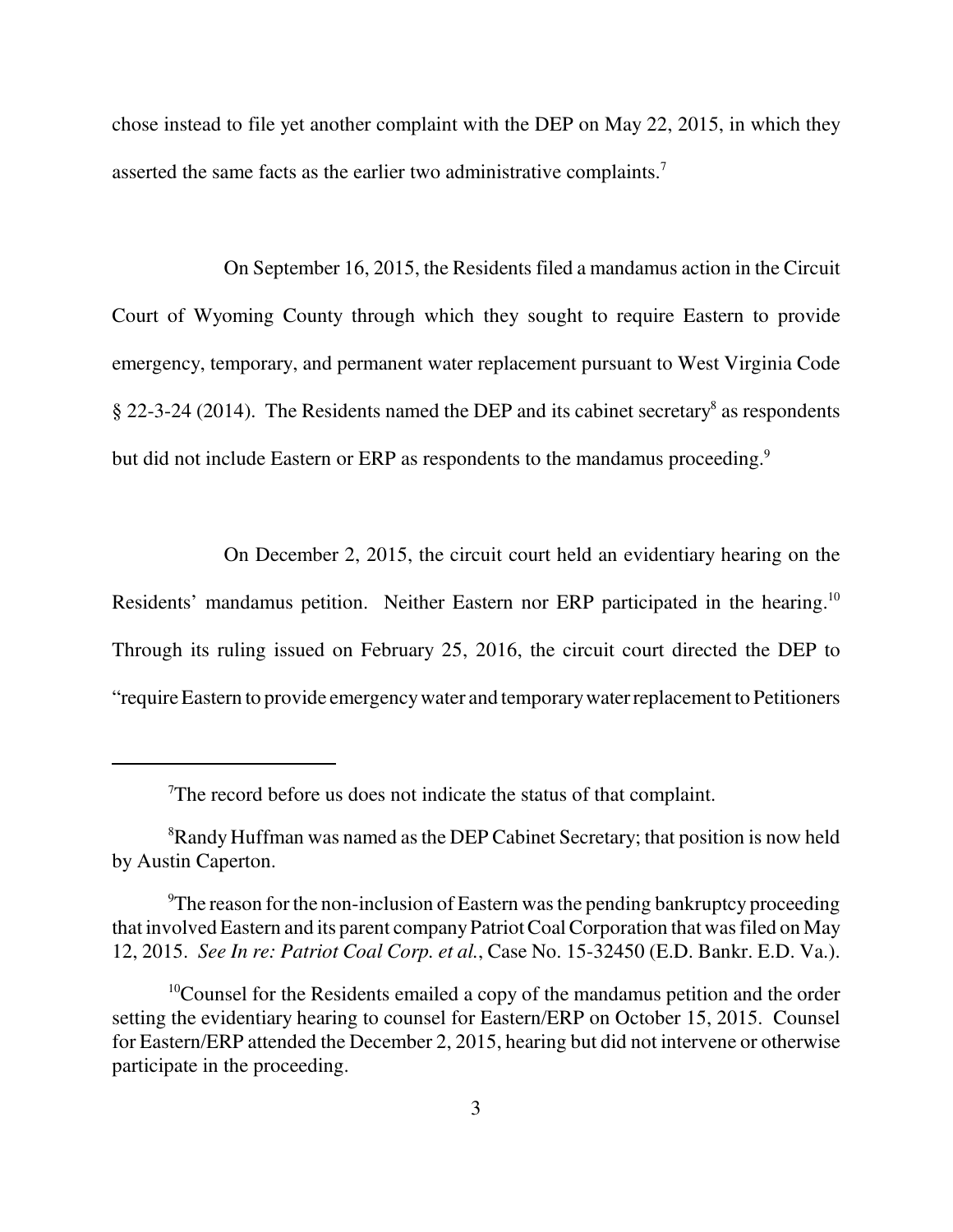chose instead to file yet another complaint with the DEP on May 22, 2015, in which they asserted the same facts as the earlier two administrative complaints.[7]

On September 16, 2015, the Residents filed a mandamus action in the Circuit Court of Wyoming County through which they sought to require Eastern to provide emergency, temporary, and permanent water replacement pursuant to West Virginia Code § 22-3-24 (2014). The Residents named the DEP and its cabinet secretary[8] as respondents but did not include Eastern or ERP as respondents to the mandamus proceeding.[9]

On December 2, 2015, the circuit court held an evidentiary hearing on the Residents' mandamus petition. Neither Eastern nor ERP participated in the hearing.[10] Through its ruling issued on February 25, 2016, the circuit court directed the DEP to "require Eastern to provide emergency water and temporary water replacement to Petitioners

---

[7]The record before us does not indicate the status of that complaint.

[8]Randy Huffman was named as the DEP Cabinet Secretary; that position is now held by Austin Caperton.

[9]The reason for the non-inclusion of Eastern was the pending bankruptcy proceeding that involved Eastern and its parent company Patriot Coal Corporation that was filed on May 12, 2015. *See In re: Patriot Coal Corp. et al.*, Case No. 15-32450 (E.D. Bankr. E.D. Va.).

[10]Counsel for the Residents emailed a copy of the mandamus petition and the order setting the evidentiary hearing to counsel for Eastern/ERP on October 15, 2015. Counsel for Eastern/ERP attended the December 2, 2015, hearing but did not intervene or otherwise participate in the proceeding.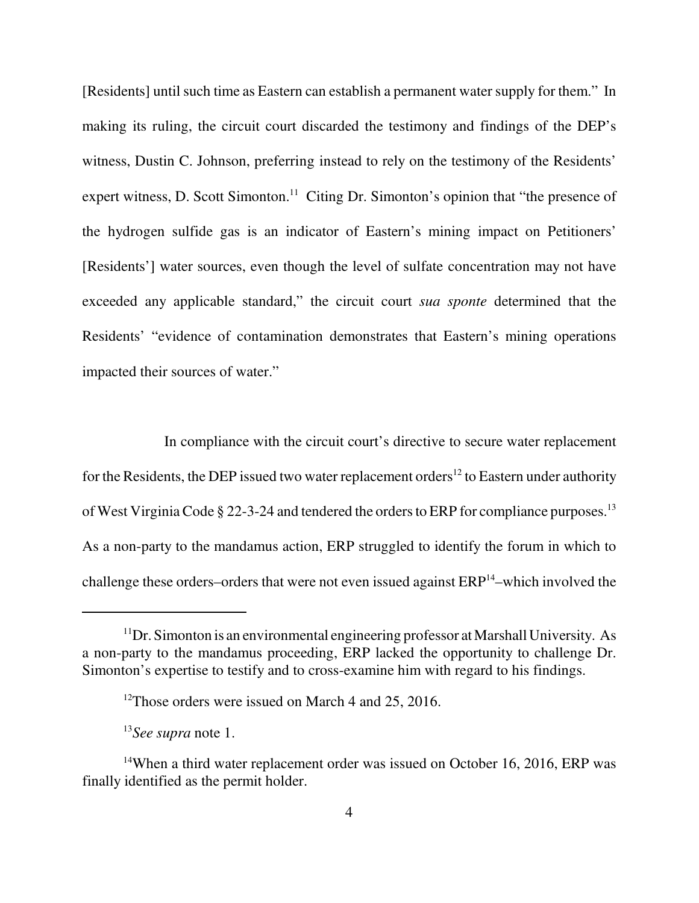[Residents] until such time as Eastern can establish a permanent water supply for them." In making its ruling, the circuit court discarded the testimony and findings of the DEP's witness, Dustin C. Johnson, preferring instead to rely on the testimony of the Residents' expert witness, D. Scott Simonton.[11] Citing Dr. Simonton's opinion that "the presence of the hydrogen sulfide gas is an indicator of Eastern's mining impact on Petitioners' [Residents'] water sources, even though the level of sulfate concentration may not have exceeded any applicable standard," the circuit court *sua sponte* determined that the Residents' "evidence of contamination demonstrates that Eastern's mining operations impacted their sources of water."

In compliance with the circuit court's directive to secure water replacement for the Residents, the DEP issued two water replacement orders[12] to Eastern under authority of West Virginia Code § 22-3-24 and tendered the orders to ERP for compliance purposes.[13] As a non-party to the mandamus action, ERP struggled to identify the forum in which to challenge these orders–orders that were not even issued against ERP[14]–which involved the

---

[11] Dr. Simonton is an environmental engineering professor at Marshall University. As a non-party to the mandamus proceeding, ERP lacked the opportunity to challenge Dr. Simonton's expertise to testify and to cross-examine him with regard to his findings.

[12] Those orders were issued on March 4 and 25, 2016.

[13] *See supra* note 1.

[14] When a third water replacement order was issued on October 16, 2016, ERP was finally identified as the permit holder.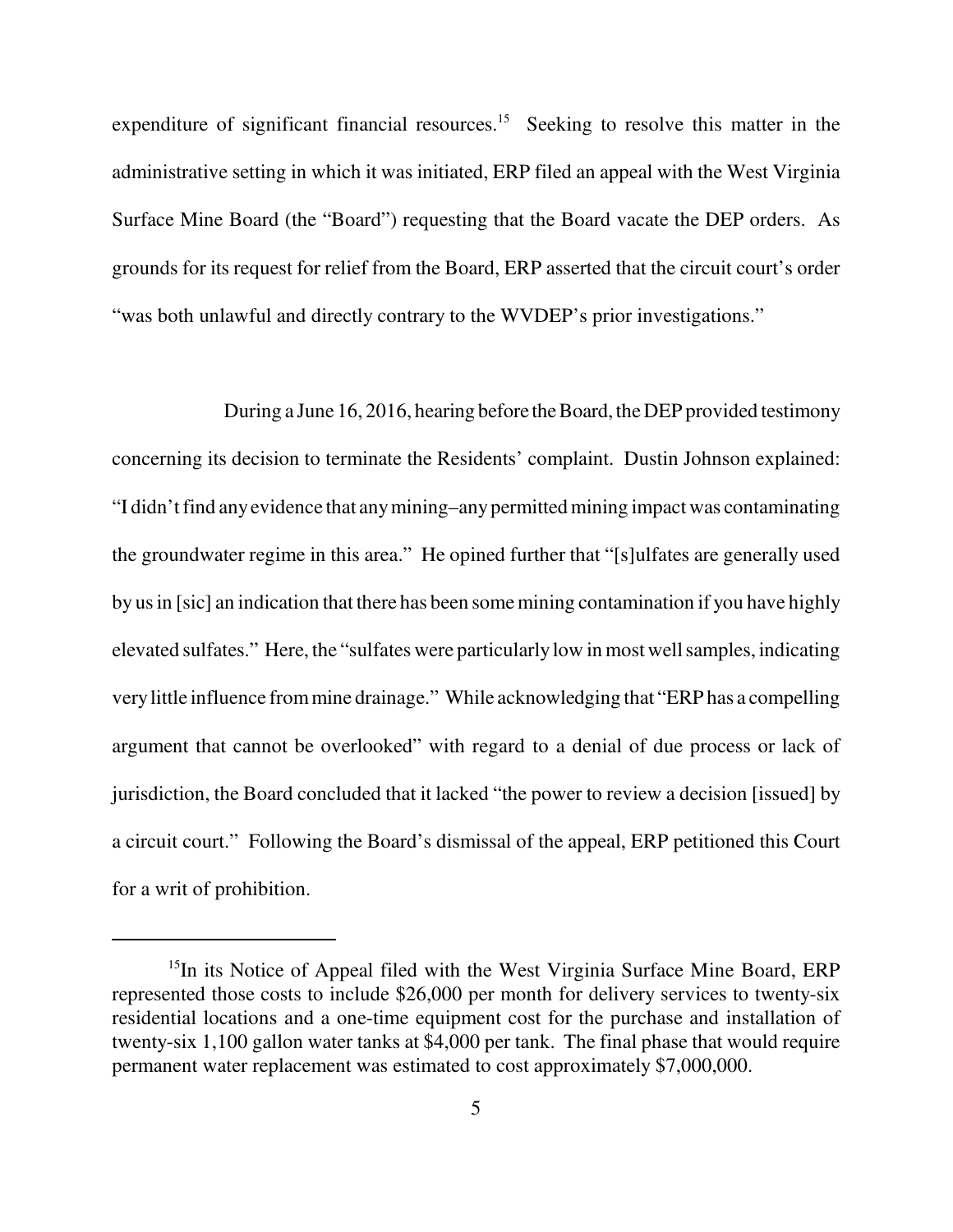expenditure of significant financial resources.[15] Seeking to resolve this matter in the administrative setting in which it was initiated, ERP filed an appeal with the West Virginia Surface Mine Board (the "Board") requesting that the Board vacate the DEP orders. As grounds for its request for relief from the Board, ERP asserted that the circuit court's order "was both unlawful and directly contrary to the WVDEP's prior investigations."

During a June 16, 2016, hearing before the Board, the DEP provided testimony concerning its decision to terminate the Residents' complaint. Dustin Johnson explained: "I didn't find any evidence that any mining–any permitted mining impact was contaminating the groundwater regime in this area." He opined further that "[s]ulfates are generally used by us in [sic] an indication that there has been some mining contamination if you have highly elevated sulfates." Here, the "sulfates were particularly low in most well samples, indicating very little influence from mine drainage." While acknowledging that "ERP has a compelling argument that cannot be overlooked" with regard to a denial of due process or lack of jurisdiction, the Board concluded that it lacked "the power to review a decision [issued] by a circuit court." Following the Board's dismissal of the appeal, ERP petitioned this Court for a writ of prohibition.

---

[15] In its Notice of Appeal filed with the West Virginia Surface Mine Board, ERP represented those costs to include $26,000 per month for delivery services to twenty-six residential locations and a one-time equipment cost for the purchase and installation of twenty-six 1,100 gallon water tanks at $4,000 per tank. The final phase that would require permanent water replacement was estimated to cost approximately $7,000,000.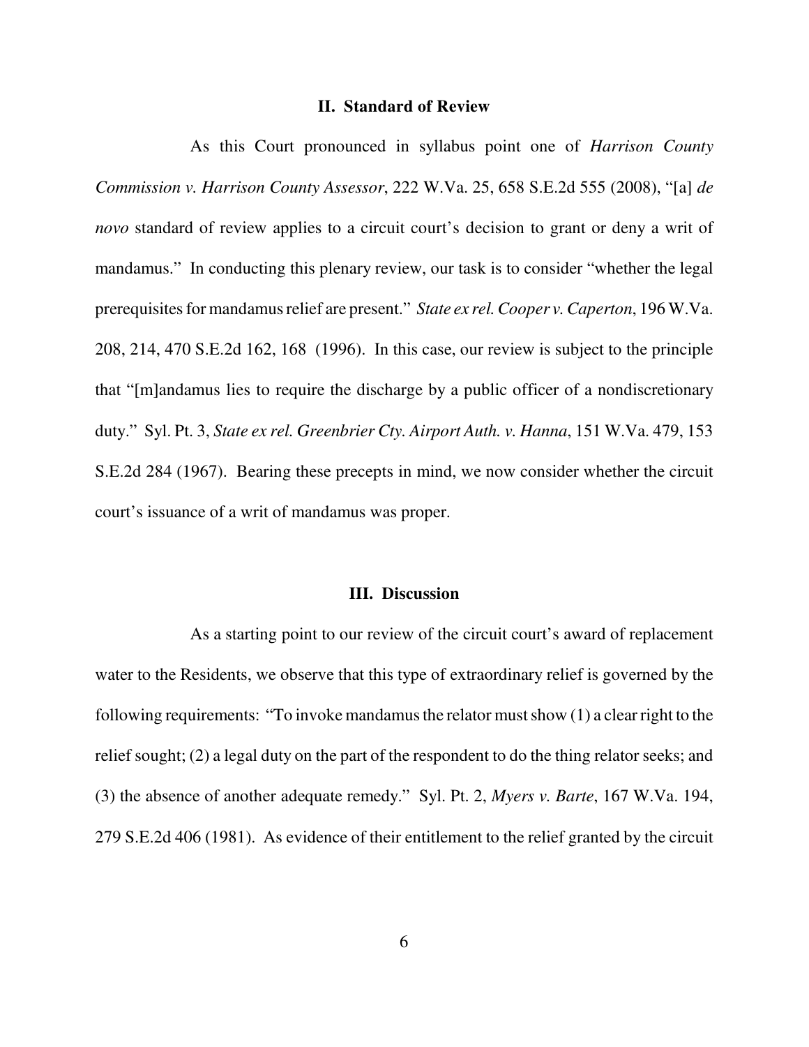## II. Standard of Review

As this Court pronounced in syllabus point one of *Harrison County Commission v. Harrison County Assessor*, 222 W.Va. 25, 658 S.E.2d 555 (2008), "[a] *de novo* standard of review applies to a circuit court's decision to grant or deny a writ of mandamus." In conducting this plenary review, our task is to consider "whether the legal prerequisites for mandamus relief are present." *State ex rel. Cooper v. Caperton*, 196 W.Va. 208, 214, 470 S.E.2d 162, 168 (1996). In this case, our review is subject to the principle that "[m]andamus lies to require the discharge by a public officer of a nondiscretionary duty." Syl. Pt. 3, *State ex rel. Greenbrier Cty. Airport Auth. v. Hanna*, 151 W.Va. 479, 153 S.E.2d 284 (1967). Bearing these precepts in mind, we now consider whether the circuit court's issuance of a writ of mandamus was proper.

## III. Discussion

As a starting point to our review of the circuit court's award of replacement water to the Residents, we observe that this type of extraordinary relief is governed by the following requirements: "To invoke mandamus the relator must show (1) a clear right to the relief sought; (2) a legal duty on the part of the respondent to do the thing relator seeks; and (3) the absence of another adequate remedy." Syl. Pt. 2, *Myers v. Barte*, 167 W.Va. 194, 279 S.E.2d 406 (1981). As evidence of their entitlement to the relief granted by the circuit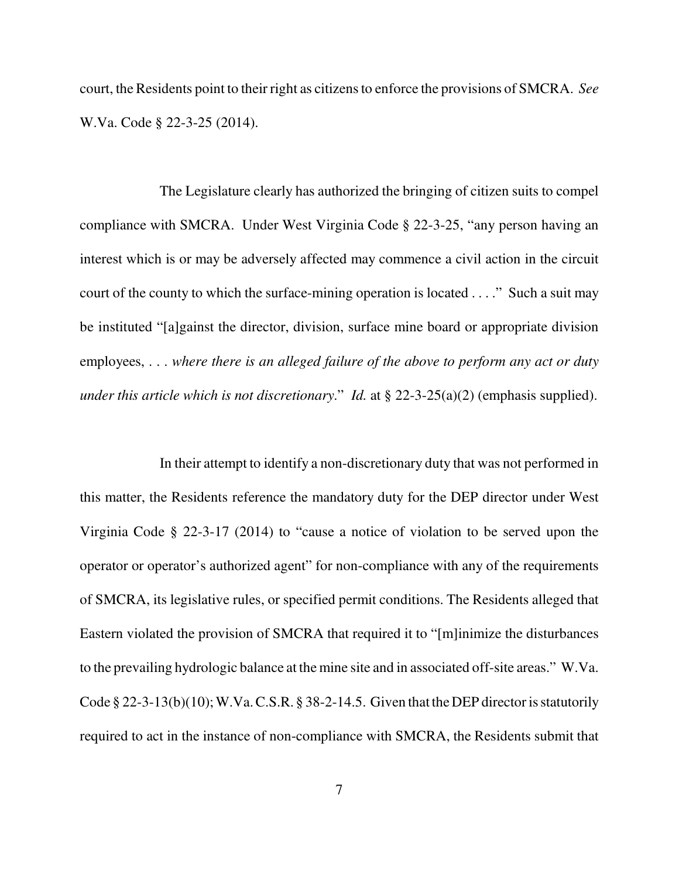court, the Residents point to their right as citizens to enforce the provisions of SMCRA. *See* W.Va. Code § 22-3-25 (2014).

The Legislature clearly has authorized the bringing of citizen suits to compel compliance with SMCRA. Under West Virginia Code § 22-3-25, "any person having an interest which is or may be adversely affected may commence a civil action in the circuit court of the county to which the surface-mining operation is located . . . ." Such a suit may be instituted "[a]gainst the director, division, surface mine board or appropriate division employees, . . . *where there is an alleged failure of the above to perform any act or duty under this article which is not discretionary*." *Id.* at § 22-3-25(a)(2) (emphasis supplied).

In their attempt to identify a non-discretionary duty that was not performed in this matter, the Residents reference the mandatory duty for the DEP director under West Virginia Code § 22-3-17 (2014) to "cause a notice of violation to be served upon the operator or operator's authorized agent" for non-compliance with any of the requirements of SMCRA, its legislative rules, or specified permit conditions. The Residents alleged that Eastern violated the provision of SMCRA that required it to "[m]inimize the disturbances to the prevailing hydrologic balance at the mine site and in associated off-site areas." W.Va. Code § 22-3-13(b)(10); W.Va. C.S.R. § 38-2-14.5. Given that the DEP director is statutorily required to act in the instance of non-compliance with SMCRA, the Residents submit that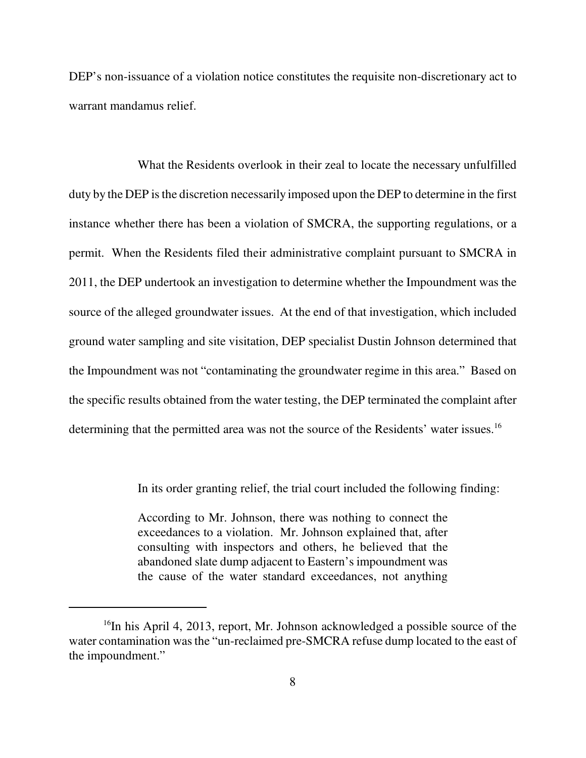DEP's non-issuance of a violation notice constitutes the requisite non-discretionary act to warrant mandamus relief.

What the Residents overlook in their zeal to locate the necessary unfulfilled duty by the DEP is the discretion necessarily imposed upon the DEP to determine in the first instance whether there has been a violation of SMCRA, the supporting regulations, or a permit. When the Residents filed their administrative complaint pursuant to SMCRA in 2011, the DEP undertook an investigation to determine whether the Impoundment was the source of the alleged groundwater issues. At the end of that investigation, which included ground water sampling and site visitation, DEP specialist Dustin Johnson determined that the Impoundment was not "contaminating the groundwater regime in this area." Based on the specific results obtained from the water testing, the DEP terminated the complaint after determining that the permitted area was not the source of the Residents' water issues.[16]

In its order granting relief, the trial court included the following finding:

> According to Mr. Johnson, there was nothing to connect the exceedances to a violation. Mr. Johnson explained that, after consulting with inspectors and others, he believed that the abandoned slate dump adjacent to Eastern's impoundment was the cause of the water standard exceedances, not anything

---

[16]In his April 4, 2013, report, Mr. Johnson acknowledged a possible source of the water contamination was the "un-reclaimed pre-SMCRA refuse dump located to the east of the impoundment."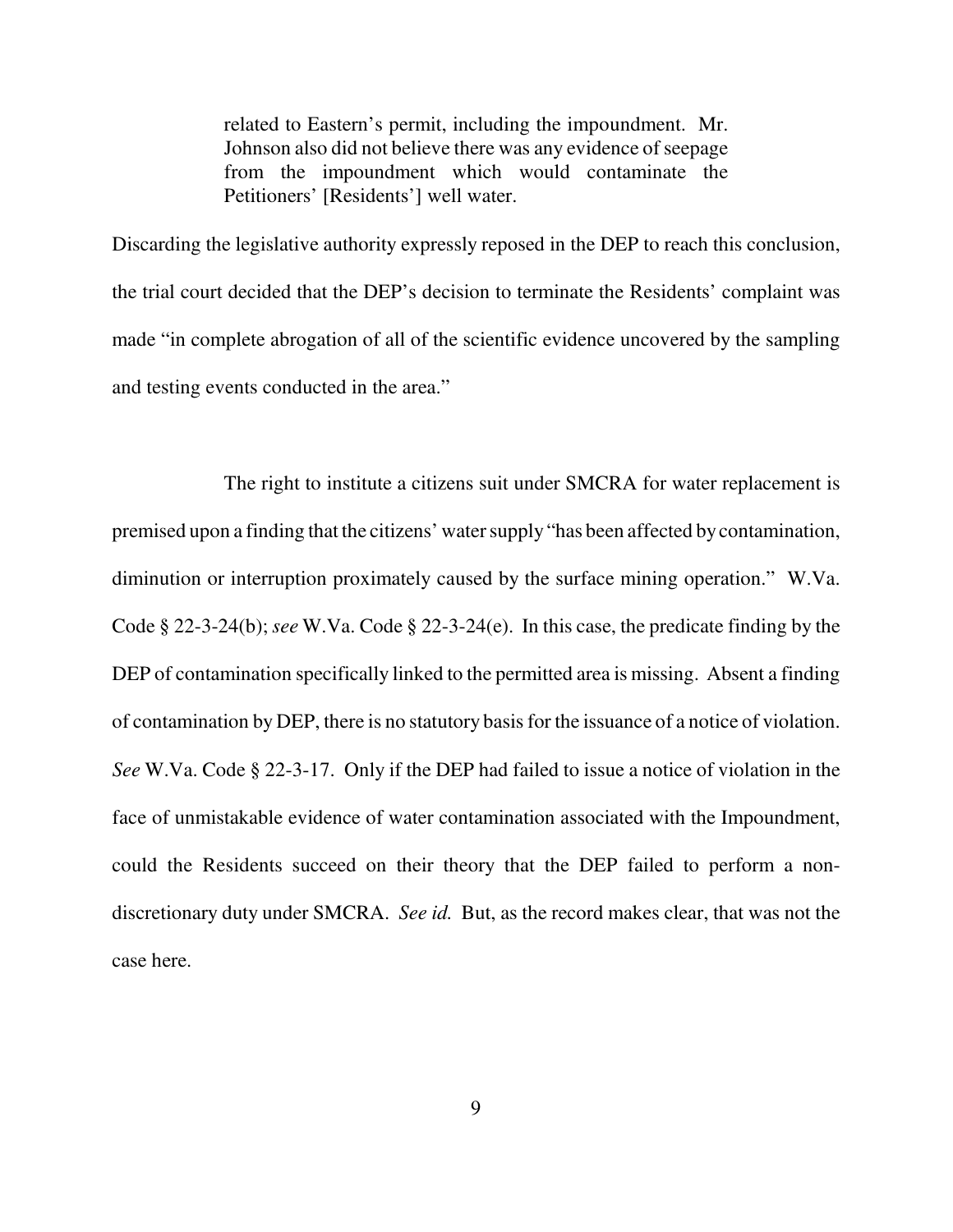> related to Eastern's permit, including the impoundment. Mr. Johnson also did not believe there was any evidence of seepage from the impoundment which would contaminate the Petitioners' [Residents'] well water.

Discarding the legislative authority expressly reposed in the DEP to reach this conclusion, the trial court decided that the DEP's decision to terminate the Residents' complaint was made "in complete abrogation of all of the scientific evidence uncovered by the sampling and testing events conducted in the area."

The right to institute a citizens suit under SMCRA for water replacement is premised upon a finding that the citizens' water supply "has been affected by contamination, diminution or interruption proximately caused by the surface mining operation." W.Va. Code § 22-3-24(b); *see* W.Va. Code § 22-3-24(e). In this case, the predicate finding by the DEP of contamination specifically linked to the permitted area is missing. Absent a finding of contamination by DEP, there is no statutory basis for the issuance of a notice of violation. *See* W.Va. Code § 22-3-17. Only if the DEP had failed to issue a notice of violation in the face of unmistakable evidence of water contamination associated with the Impoundment, could the Residents succeed on their theory that the DEP failed to perform a non-discretionary duty under SMCRA. *See id.* But, as the record makes clear, that was not the case here.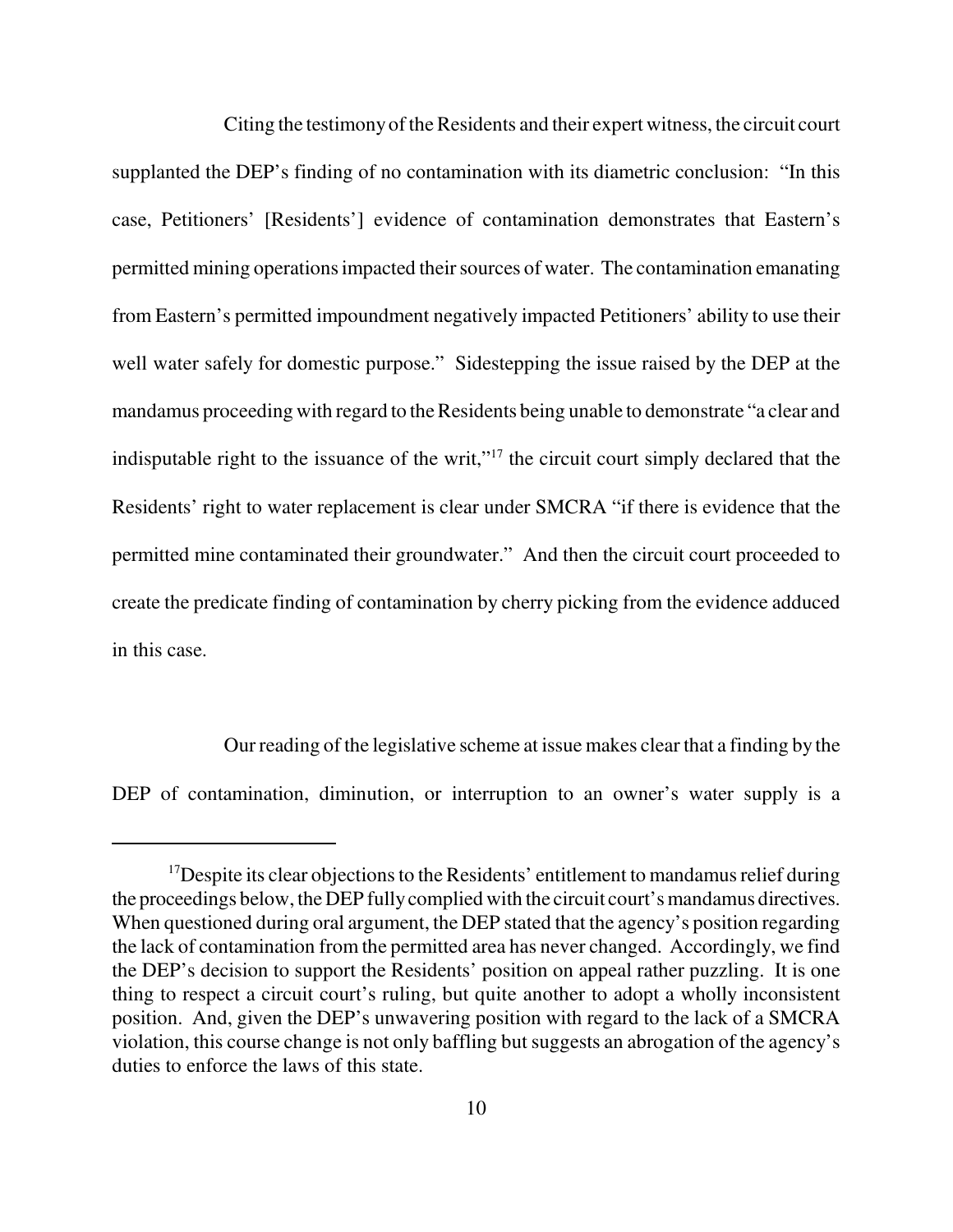Citing the testimony of the Residents and their expert witness, the circuit court supplanted the DEP's finding of no contamination with its diametric conclusion: "In this case, Petitioners' [Residents'] evidence of contamination demonstrates that Eastern's permitted mining operations impacted their sources of water. The contamination emanating from Eastern's permitted impoundment negatively impacted Petitioners' ability to use their well water safely for domestic purpose." Sidestepping the issue raised by the DEP at the mandamus proceeding with regard to the Residents being unable to demonstrate "a clear and indisputable right to the issuance of the writ,"[17] the circuit court simply declared that the Residents' right to water replacement is clear under SMCRA "if there is evidence that the permitted mine contaminated their groundwater." And then the circuit court proceeded to create the predicate finding of contamination by cherry picking from the evidence adduced in this case.

Our reading of the legislative scheme at issue makes clear that a finding by the DEP of contamination, diminution, or interruption to an owner's water supply is a

---

[17]Despite its clear objections to the Residents' entitlement to mandamus relief during the proceedings below, the DEP fully complied with the circuit court's mandamus directives. When questioned during oral argument, the DEP stated that the agency's position regarding the lack of contamination from the permitted area has never changed. Accordingly, we find the DEP's decision to support the Residents' position on appeal rather puzzling. It is one thing to respect a circuit court's ruling, but quite another to adopt a wholly inconsistent position. And, given the DEP's unwavering position with regard to the lack of a SMCRA violation, this course change is not only baffling but suggests an abrogation of the agency's duties to enforce the laws of this state.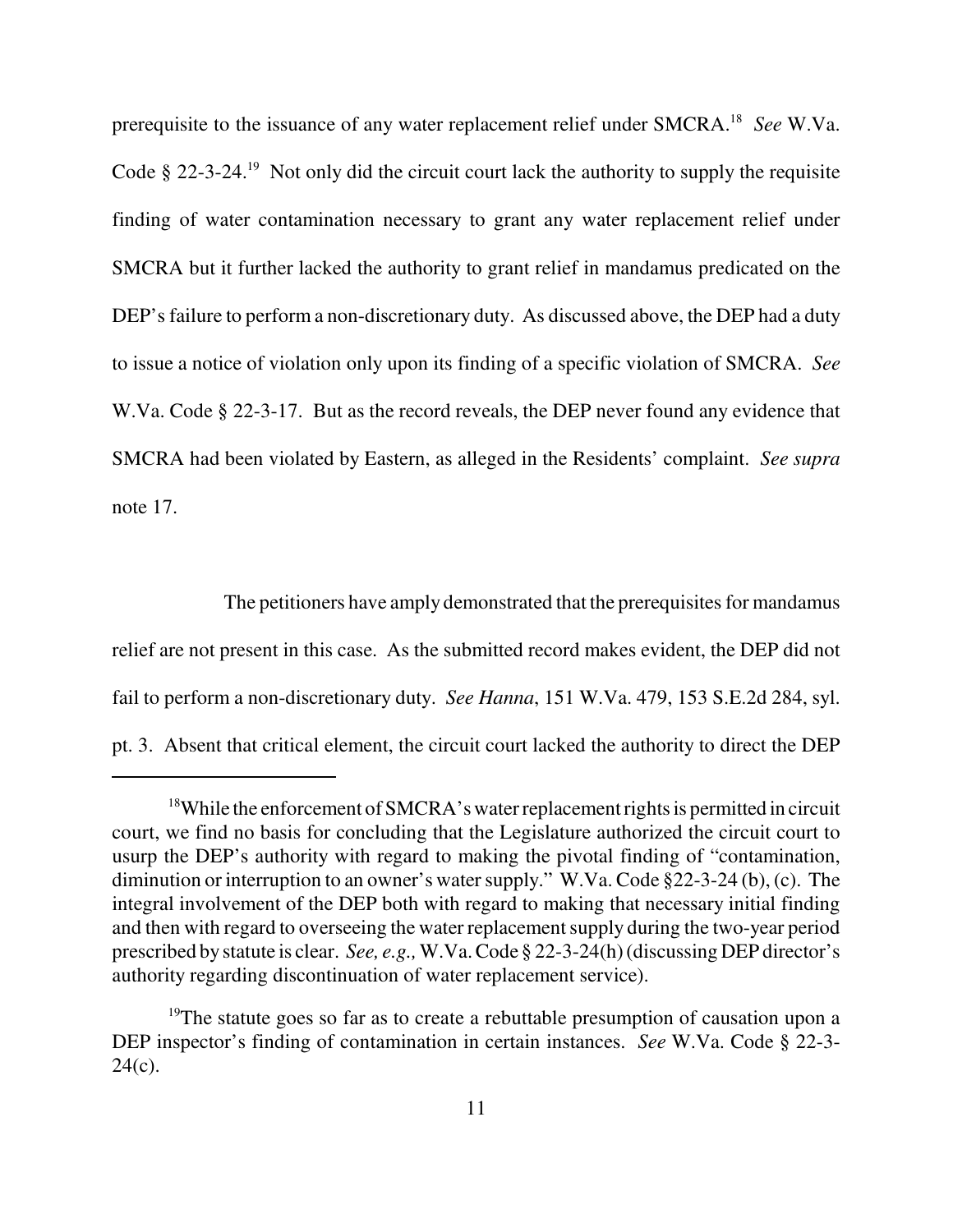prerequisite to the issuance of any water replacement relief under SMCRA.[18] *See* W.Va. Code § 22-3-24.[19] Not only did the circuit court lack the authority to supply the requisite finding of water contamination necessary to grant any water replacement relief under SMCRA but it further lacked the authority to grant relief in mandamus predicated on the DEP's failure to perform a non-discretionary duty. As discussed above, the DEP had a duty to issue a notice of violation only upon its finding of a specific violation of SMCRA. *See* W.Va. Code § 22-3-17. But as the record reveals, the DEP never found any evidence that SMCRA had been violated by Eastern, as alleged in the Residents' complaint. *See supra* note 17.

The petitioners have amply demonstrated that the prerequisites for mandamus relief are not present in this case. As the submitted record makes evident, the DEP did not fail to perform a non-discretionary duty. *See Hanna*, 151 W.Va. 479, 153 S.E.2d 284, syl. pt. 3. Absent that critical element, the circuit court lacked the authority to direct the DEP

---

[18]While the enforcement of SMCRA's water replacement rights is permitted in circuit court, we find no basis for concluding that the Legislature authorized the circuit court to usurp the DEP's authority with regard to making the pivotal finding of "contamination, diminution or interruption to an owner's water supply." W.Va. Code §22-3-24 (b), (c). The integral involvement of the DEP both with regard to making that necessary initial finding and then with regard to overseeing the water replacement supply during the two-year period prescribed by statute is clear. *See, e.g.,* W.Va. Code § 22-3-24(h) (discussing DEP director's authority regarding discontinuation of water replacement service).

[19]The statute goes so far as to create a rebuttable presumption of causation upon a DEP inspector's finding of contamination in certain instances. *See* W.Va. Code § 22-3-24(c).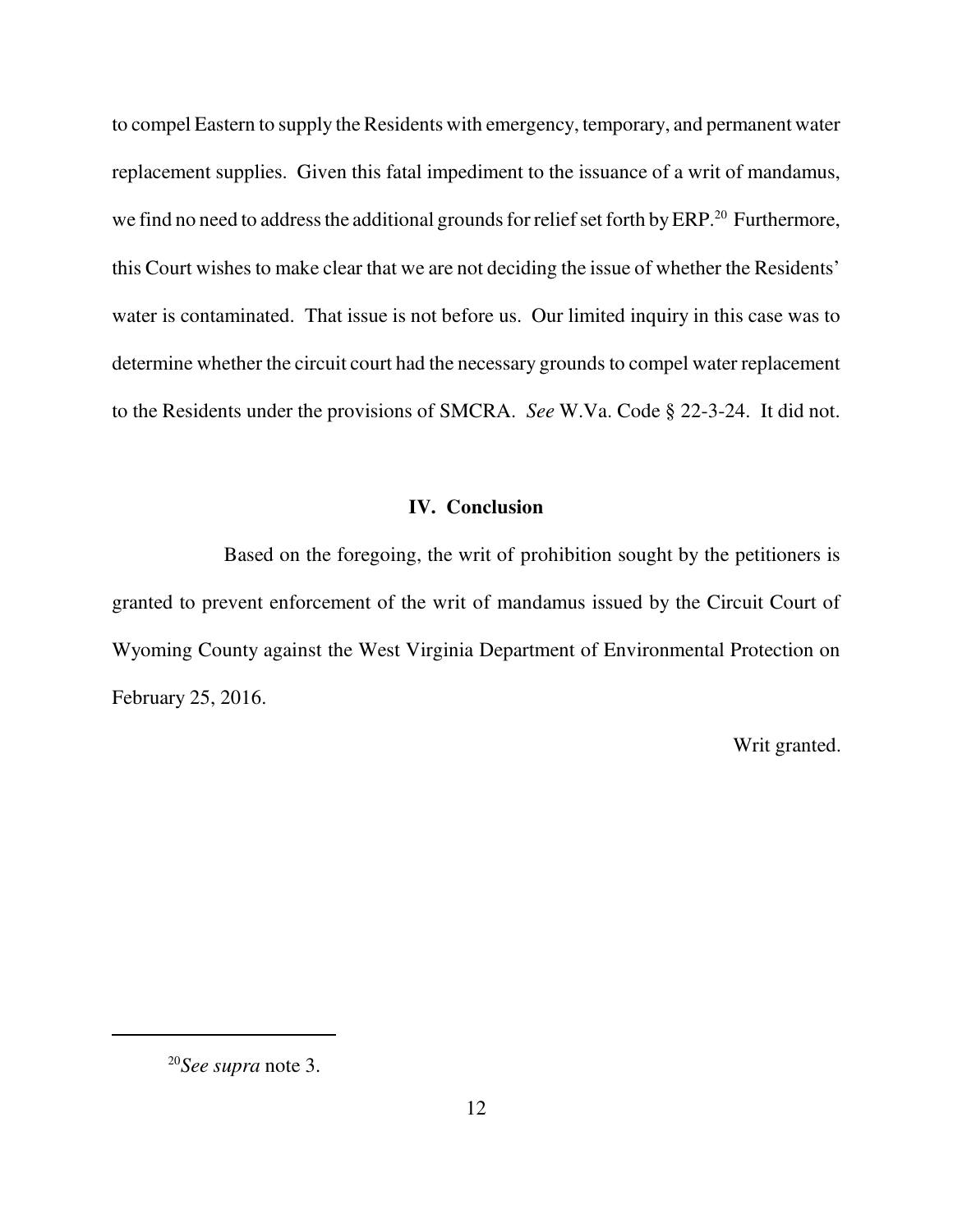to compel Eastern to supply the Residents with emergency, temporary, and permanent water replacement supplies. Given this fatal impediment to the issuance of a writ of mandamus, we find no need to address the additional grounds for relief set forth by ERP.[20] Furthermore, this Court wishes to make clear that we are not deciding the issue of whether the Residents' water is contaminated. That issue is not before us. Our limited inquiry in this case was to determine whether the circuit court had the necessary grounds to compel water replacement to the Residents under the provisions of SMCRA. *See* W.Va. Code § 22-3-24. It did not.

## IV. Conclusion

Based on the foregoing, the writ of prohibition sought by the petitioners is granted to prevent enforcement of the writ of mandamus issued by the Circuit Court of Wyoming County against the West Virginia Department of Environmental Protection on February 25, 2016.

Writ granted.

---

[20] *See supra* note 3.